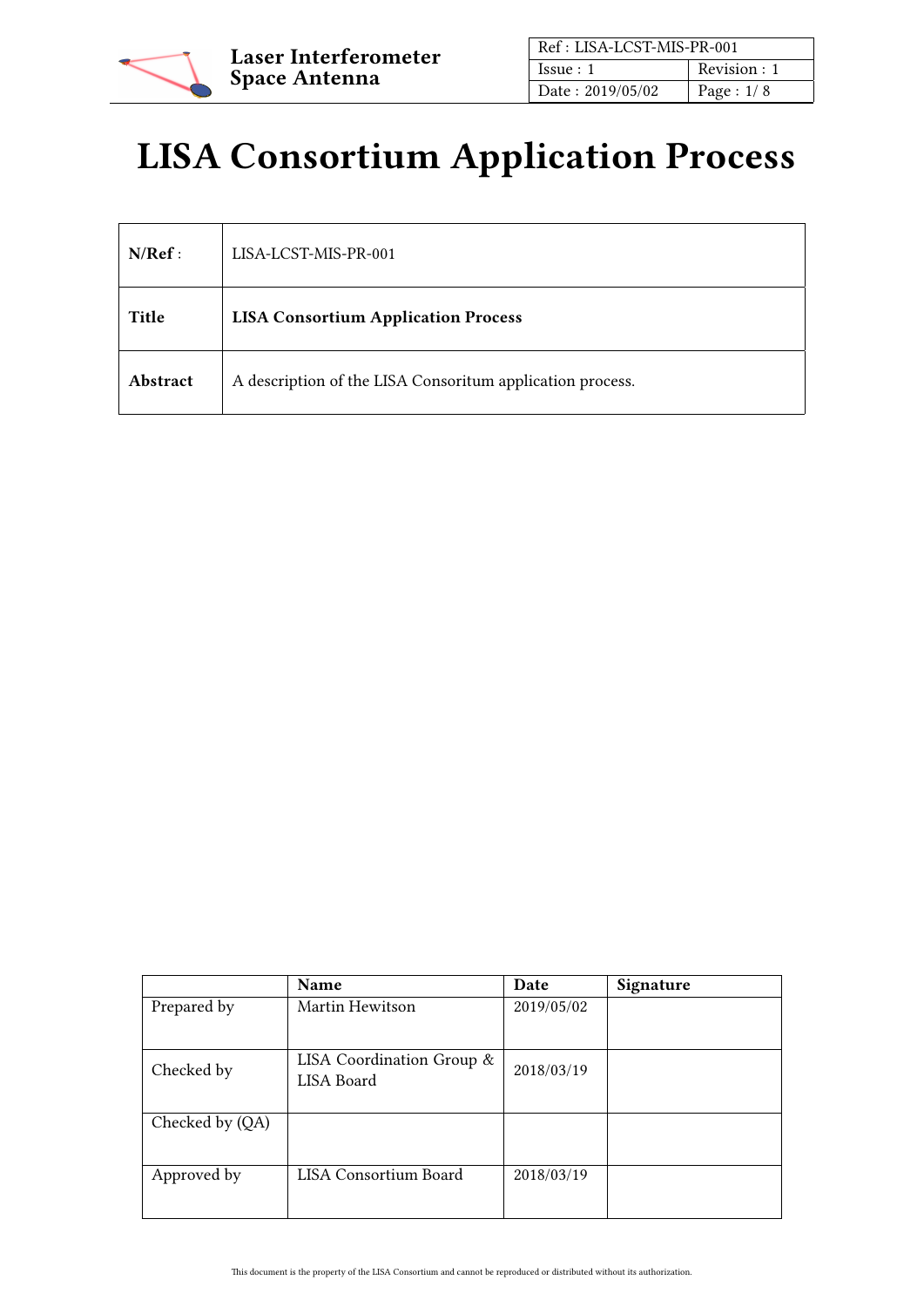# LISA Consortium Application Process

| **N/Ref** : | LISA-LCST-MIS-PR-001 |
|---|---|
| **Title** | **LISA Consortium Application Process** |
| **Abstract** | A description of the LISA Consoritum application process. |

| | **Name** | **Date** | **Signature** |
|---|---|---|---|
| Prepared by | Martin Hewitson | 2019/05/02 | |
| Checked by | LISA Coordination Group & LISA Board | 2018/03/19 | |
| Checked by (QA) | | | |
| Approved by | LISA Consortium Board | 2018/03/19 | |

This document is the property of the LISA Consortium and cannot be reproduced or distributed without its authorization.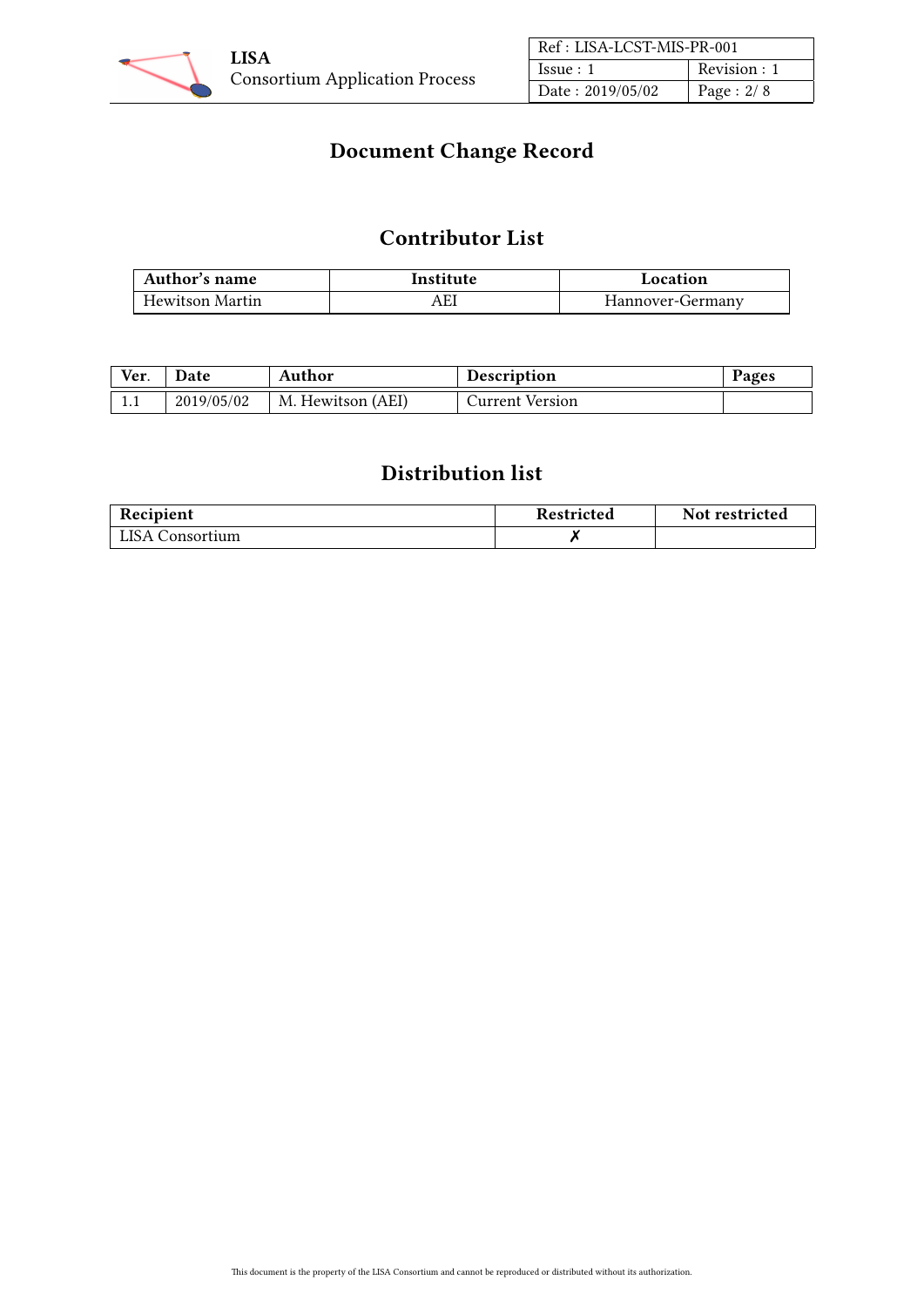# Document Change Record

## Contributor List

| Author's name | Institute | Location |
|---|---|---|
| Hewitson Martin | AEI | Hannover-Germany |

| Ver. | Date | Author | Description | Pages |
|---|---|---|---|---|
| 1.1 | 2019/05/02 | M. Hewitson (AEI) | Current Version | |

## Distribution list

| Recipient | Restricted | Not restricted |
|---|---|---|
| LISA Consortium | ✗ | |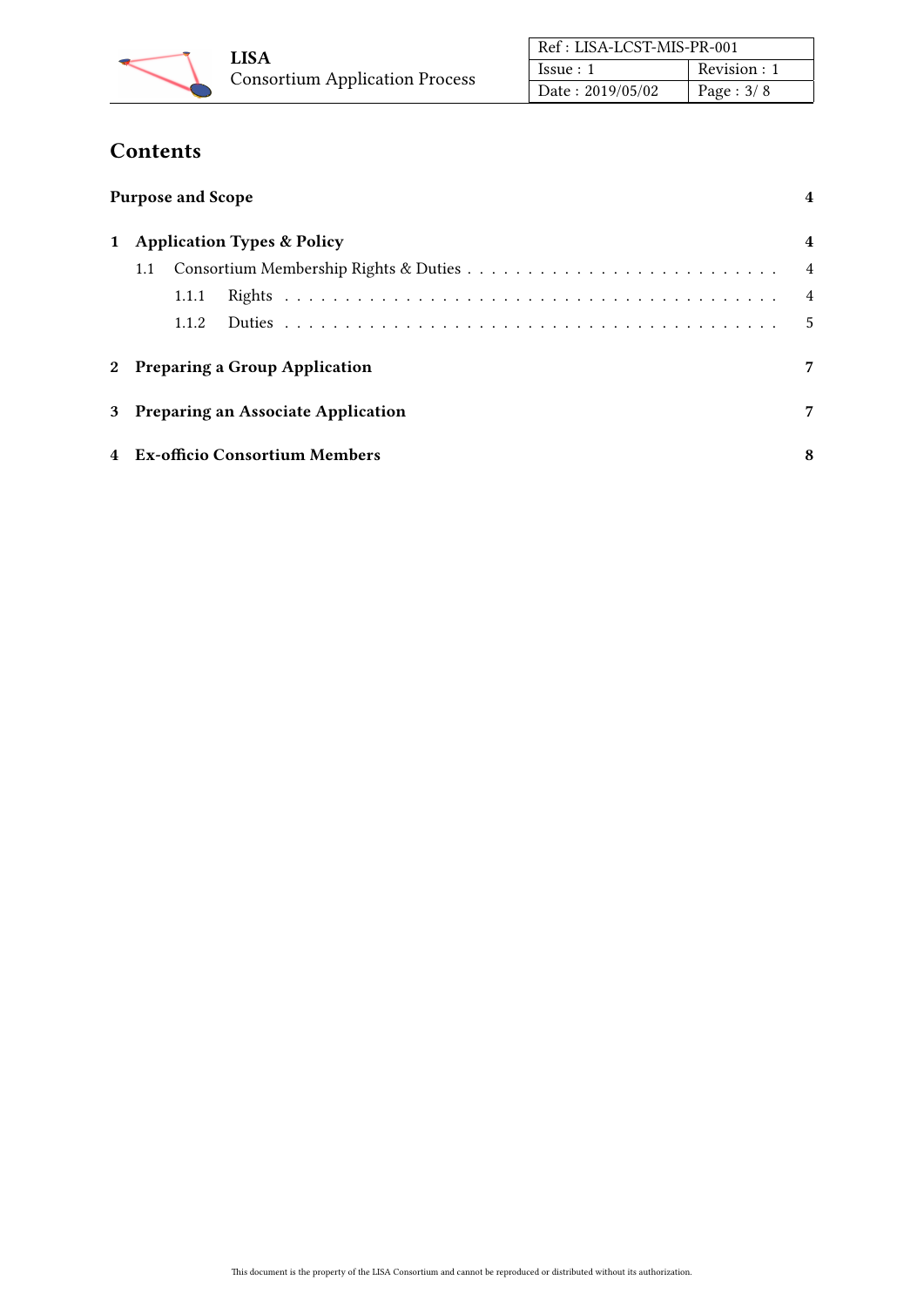# Contents

**Purpose and Scope** — **4**

**1 Application Types & Policy** — **4**

- 1.1 Consortium Membership Rights & Duties — 4
  - 1.1.1 Rights — 4
  - 1.1.2 Duties — 5

**2 Preparing a Group Application** — **7**

**3 Preparing an Associate Application** — **7**

**4 Ex-officio Consortium Members** — **8**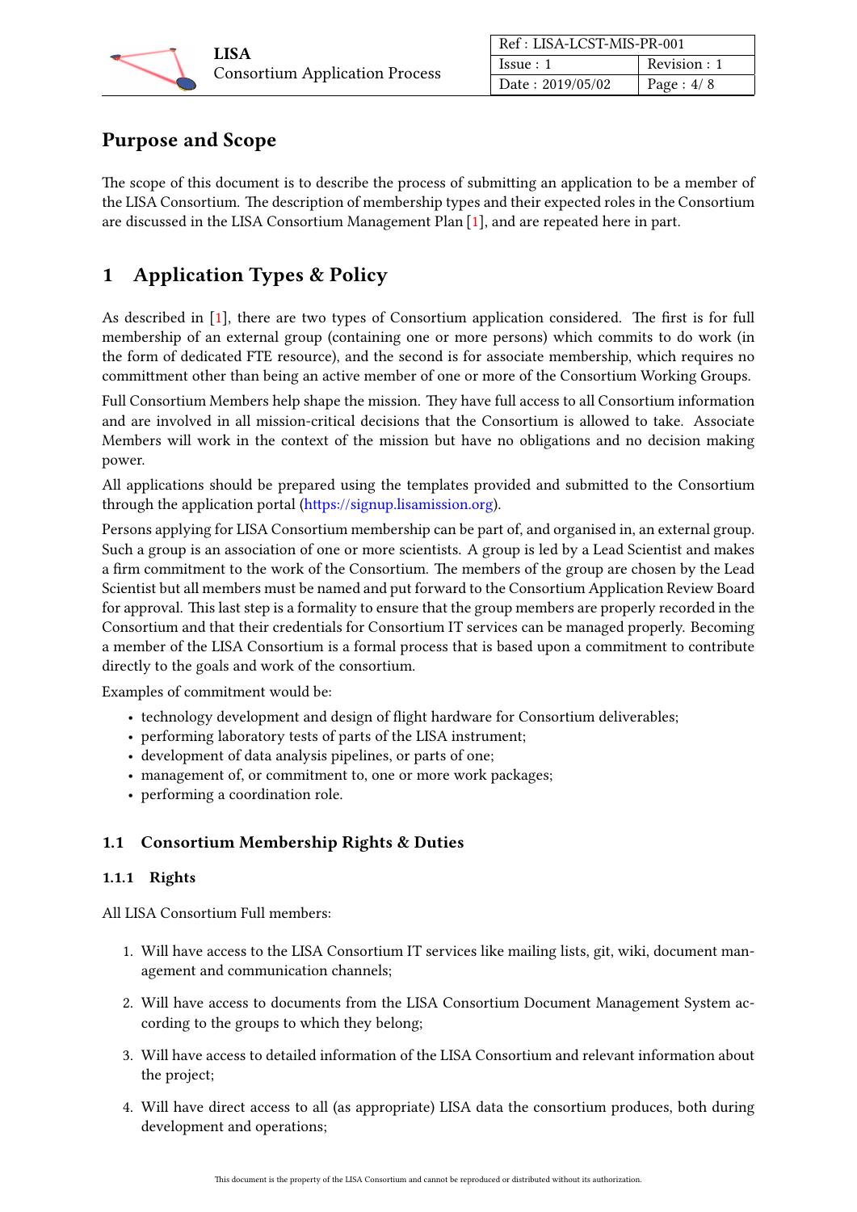# Purpose and Scope

The scope of this document is to describe the process of submitting an application to be a member of the LISA Consortium. The description of membership types and their expected roles in the Consortium are discussed in the LISA Consortium Management Plan [1], and are repeated here in part.

# 1 Application Types & Policy

As described in [1], there are two types of Consortium application considered. The first is for full membership of an external group (containing one or more persons) which commits to do work (in the form of dedicated FTE resource), and the second is for associate membership, which requires no committment other than being an active member of one or more of the Consortium Working Groups.

Full Consortium Members help shape the mission. They have full access to all Consortium information and are involved in all mission-critical decisions that the Consortium is allowed to take. Associate Members will work in the context of the mission but have no obligations and no decision making power.

All applications should be prepared using the templates provided and submitted to the Consortium through the application portal (https://signup.lisamission.org).

Persons applying for LISA Consortium membership can be part of, and organised in, an external group. Such a group is an association of one or more scientists. A group is led by a Lead Scientist and makes a firm commitment to the work of the Consortium. The members of the group are chosen by the Lead Scientist but all members must be named and put forward to the Consortium Application Review Board for approval. This last step is a formality to ensure that the group members are properly recorded in the Consortium and that their credentials for Consortium IT services can be managed properly. Becoming a member of the LISA Consortium is a formal process that is based upon a commitment to contribute directly to the goals and work of the consortium.

Examples of commitment would be:

- technology development and design of flight hardware for Consortium deliverables;
- performing laboratory tests of parts of the LISA instrument;
- development of data analysis pipelines, or parts of one;
- management of, or commitment to, one or more work packages;
- performing a coordination role.

## 1.1 Consortium Membership Rights & Duties

### 1.1.1 Rights

All LISA Consortium Full members:

1. Will have access to the LISA Consortium IT services like mailing lists, git, wiki, document management and communication channels;
2. Will have access to documents from the LISA Consortium Document Management System according to the groups to which they belong;
3. Will have access to detailed information of the LISA Consortium and relevant information about the project;
4. Will have direct access to all (as appropriate) LISA data the consortium produces, both during development and operations;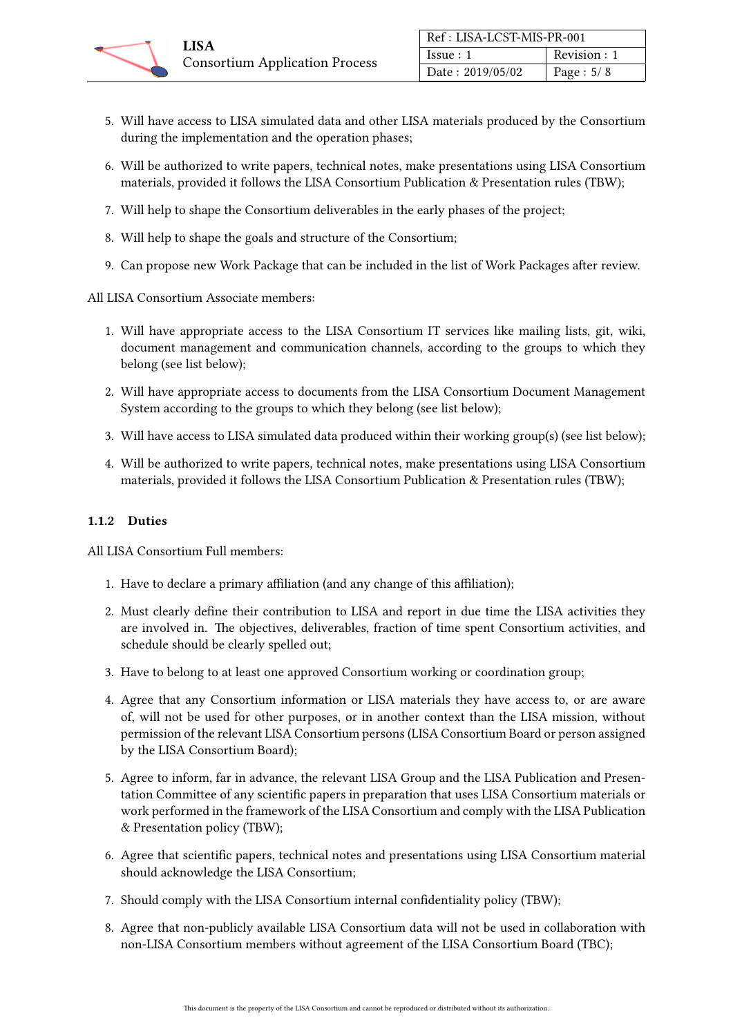5. Will have access to LISA simulated data and other LISA materials produced by the Consortium during the implementation and the operation phases;
6. Will be authorized to write papers, technical notes, make presentations using LISA Consortium materials, provided it follows the LISA Consortium Publication & Presentation rules (TBW);
7. Will help to shape the Consortium deliverables in the early phases of the project;
8. Will help to shape the goals and structure of the Consortium;
9. Can propose new Work Package that can be included in the list of Work Packages after review.

All LISA Consortium Associate members:

1. Will have appropriate access to the LISA Consortium IT services like mailing lists, git, wiki, document management and communication channels, according to the groups to which they belong (see list below);
2. Will have appropriate access to documents from the LISA Consortium Document Management System according to the groups to which they belong (see list below);
3. Will have access to LISA simulated data produced within their working group(s) (see list below);
4. Will be authorized to write papers, technical notes, make presentations using LISA Consortium materials, provided it follows the LISA Consortium Publication & Presentation rules (TBW);

### 1.1.2 Duties

All LISA Consortium Full members:

1. Have to declare a primary affiliation (and any change of this affiliation);
2. Must clearly define their contribution to LISA and report in due time the LISA activities they are involved in. The objectives, deliverables, fraction of time spent Consortium activities, and schedule should be clearly spelled out;
3. Have to belong to at least one approved Consortium working or coordination group;
4. Agree that any Consortium information or LISA materials they have access to, or are aware of, will not be used for other purposes, or in another context than the LISA mission, without permission of the relevant LISA Consortium persons (LISA Consortium Board or person assigned by the LISA Consortium Board);
5. Agree to inform, far in advance, the relevant LISA Group and the LISA Publication and Presentation Committee of any scientific papers in preparation that uses LISA Consortium materials or work performed in the framework of the LISA Consortium and comply with the LISA Publication & Presentation policy (TBW);
6. Agree that scientific papers, technical notes and presentations using LISA Consortium material should acknowledge the LISA Consortium;
7. Should comply with the LISA Consortium internal confidentiality policy (TBW);
8. Agree that non-publicly available LISA Consortium data will not be used in collaboration with non-LISA Consortium members without agreement of the LISA Consortium Board (TBC);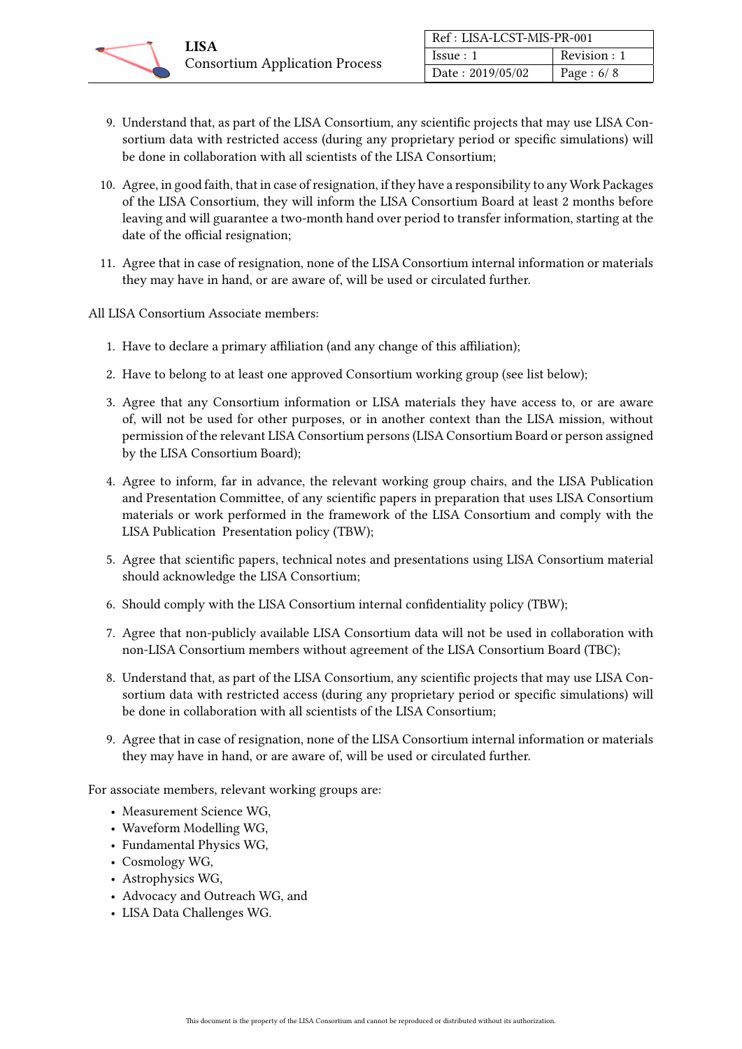9. Understand that, as part of the LISA Consortium, any scientific projects that may use LISA Consortium data with restricted access (during any proprietary period or specific simulations) will be done in collaboration with all scientists of the LISA Consortium;
10. Agree, in good faith, that in case of resignation, if they have a responsibility to any Work Packages of the LISA Consortium, they will inform the LISA Consortium Board at least 2 months before leaving and will guarantee a two-month hand over period to transfer information, starting at the date of the official resignation;
11. Agree that in case of resignation, none of the LISA Consortium internal information or materials they may have in hand, or are aware of, will be used or circulated further.

All LISA Consortium Associate members:

1. Have to declare a primary affiliation (and any change of this affiliation);
2. Have to belong to at least one approved Consortium working group (see list below);
3. Agree that any Consortium information or LISA materials they have access to, or are aware of, will not be used for other purposes, or in another context than the LISA mission, without permission of the relevant LISA Consortium persons (LISA Consortium Board or person assigned by the LISA Consortium Board);
4. Agree to inform, far in advance, the relevant working group chairs, and the LISA Publication and Presentation Committee, of any scientific papers in preparation that uses LISA Consortium materials or work performed in the framework of the LISA Consortium and comply with the LISA Publication Presentation policy (TBW);
5. Agree that scientific papers, technical notes and presentations using LISA Consortium material should acknowledge the LISA Consortium;
6. Should comply with the LISA Consortium internal confidentiality policy (TBW);
7. Agree that non-publicly available LISA Consortium data will not be used in collaboration with non-LISA Consortium members without agreement of the LISA Consortium Board (TBC);
8. Understand that, as part of the LISA Consortium, any scientific projects that may use LISA Consortium data with restricted access (during any proprietary period or specific simulations) will be done in collaboration with all scientists of the LISA Consortium;
9. Agree that in case of resignation, none of the LISA Consortium internal information or materials they may have in hand, or are aware of, will be used or circulated further.

For associate members, relevant working groups are:

- Measurement Science WG,
- Waveform Modelling WG,
- Fundamental Physics WG,
- Cosmology WG,
- Astrophysics WG,
- Advocacy and Outreach WG, and
- LISA Data Challenges WG.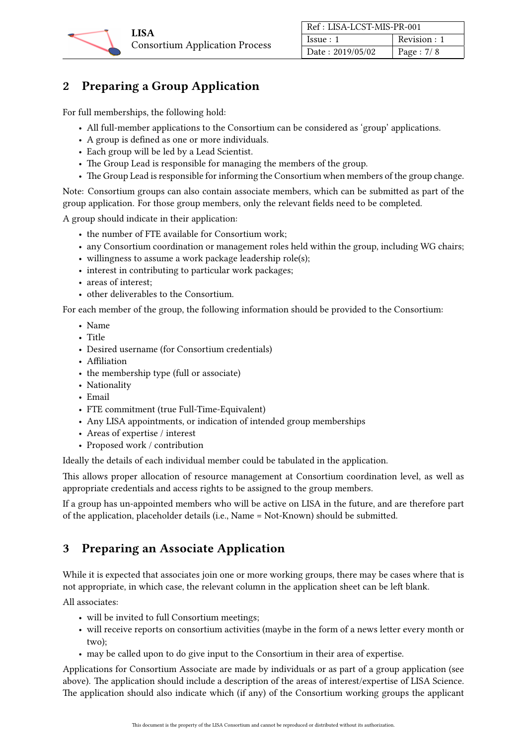## 2 Preparing a Group Application

For full memberships, the following hold:

- All full-member applications to the Consortium can be considered as 'group' applications.
- A group is defined as one or more individuals.
- Each group will be led by a Lead Scientist.
- The Group Lead is responsible for managing the members of the group.
- The Group Lead is responsible for informing the Consortium when members of the group change.

Note: Consortium groups can also contain associate members, which can be submitted as part of the group application. For those group members, only the relevant fields need to be completed.

A group should indicate in their application:

- the number of FTE available for Consortium work;
- any Consortium coordination or management roles held within the group, including WG chairs;
- willingness to assume a work package leadership role(s);
- interest in contributing to particular work packages;
- areas of interest;
- other deliverables to the Consortium.

For each member of the group, the following information should be provided to the Consortium:

- Name
- Title
- Desired username (for Consortium credentials)
- Affiliation
- the membership type (full or associate)
- Nationality
- Email
- FTE commitment (true Full-Time-Equivalent)
- Any LISA appointments, or indication of intended group memberships
- Areas of expertise / interest
- Proposed work / contribution

Ideally the details of each individual member could be tabulated in the application.

This allows proper allocation of resource management at Consortium coordination level, as well as appropriate credentials and access rights to be assigned to the group members.

If a group has un-appointed members who will be active on LISA in the future, and are therefore part of the application, placeholder details (i.e., Name = Not-Known) should be submitted.

## 3 Preparing an Associate Application

While it is expected that associates join one or more working groups, there may be cases where that is not appropriate, in which case, the relevant column in the application sheet can be left blank.

All associates:

- will be invited to full Consortium meetings;
- will receive reports on consortium activities (maybe in the form of a news letter every month or two);
- may be called upon to do give input to the Consortium in their area of expertise.

Applications for Consortium Associate are made by individuals or as part of a group application (see above). The application should include a description of the areas of interest/expertise of LISA Science. The application should also indicate which (if any) of the Consortium working groups the applicant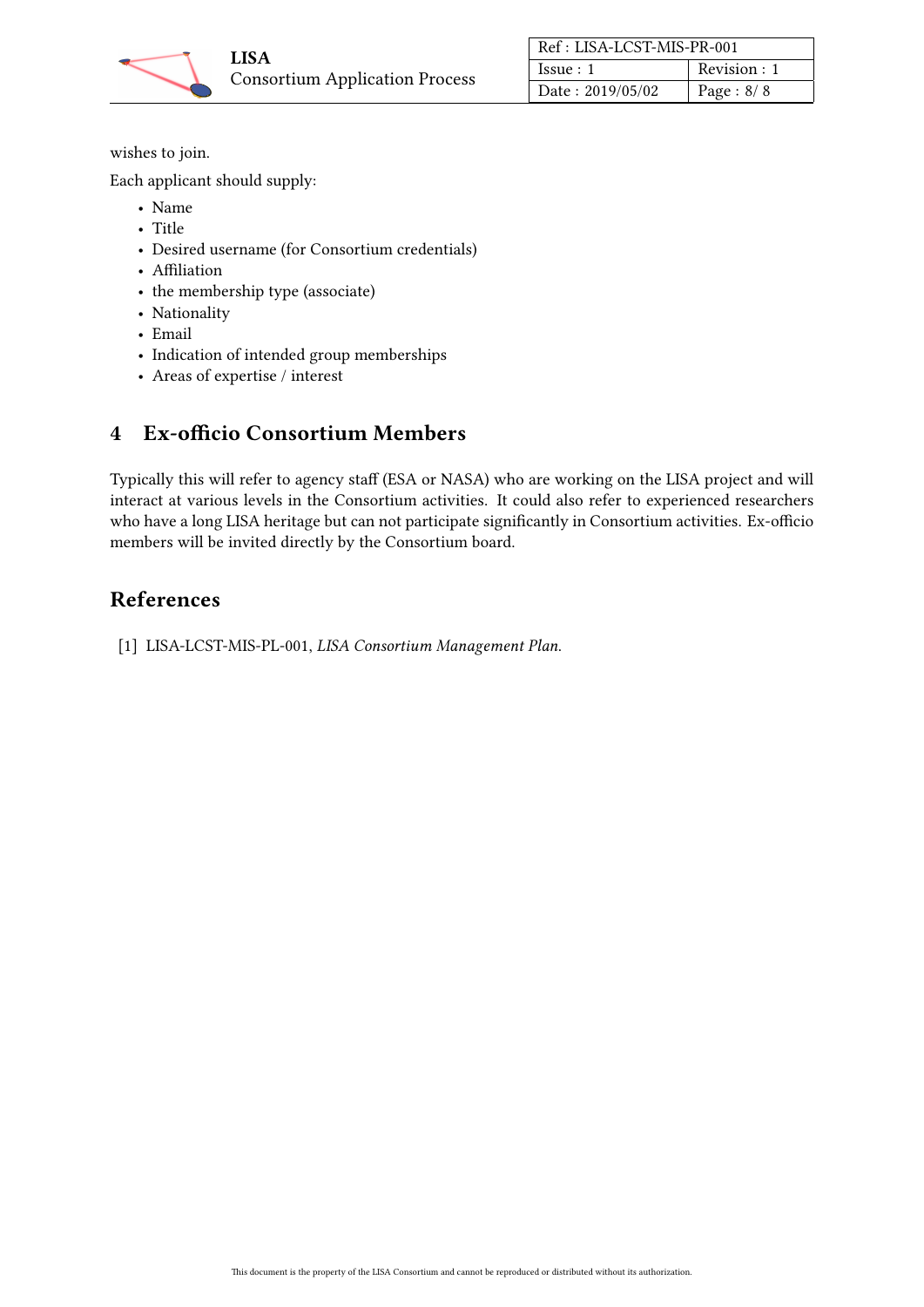wishes to join.

Each applicant should supply:

- Name
- Title
- Desired username (for Consortium credentials)
- Affiliation
- the membership type (associate)
- Nationality
- Email
- Indication of intended group memberships
- Areas of expertise / interest

# 4 Ex-officio Consortium Members

Typically this will refer to agency staff (ESA or NASA) who are working on the LISA project and will interact at various levels in the Consortium activities. It could also refer to experienced researchers who have a long LISA heritage but can not participate significantly in Consortium activities. Ex-officio members will be invited directly by the Consortium board.

# References

[1] LISA-LCST-MIS-PL-001, *LISA Consortium Management Plan.*